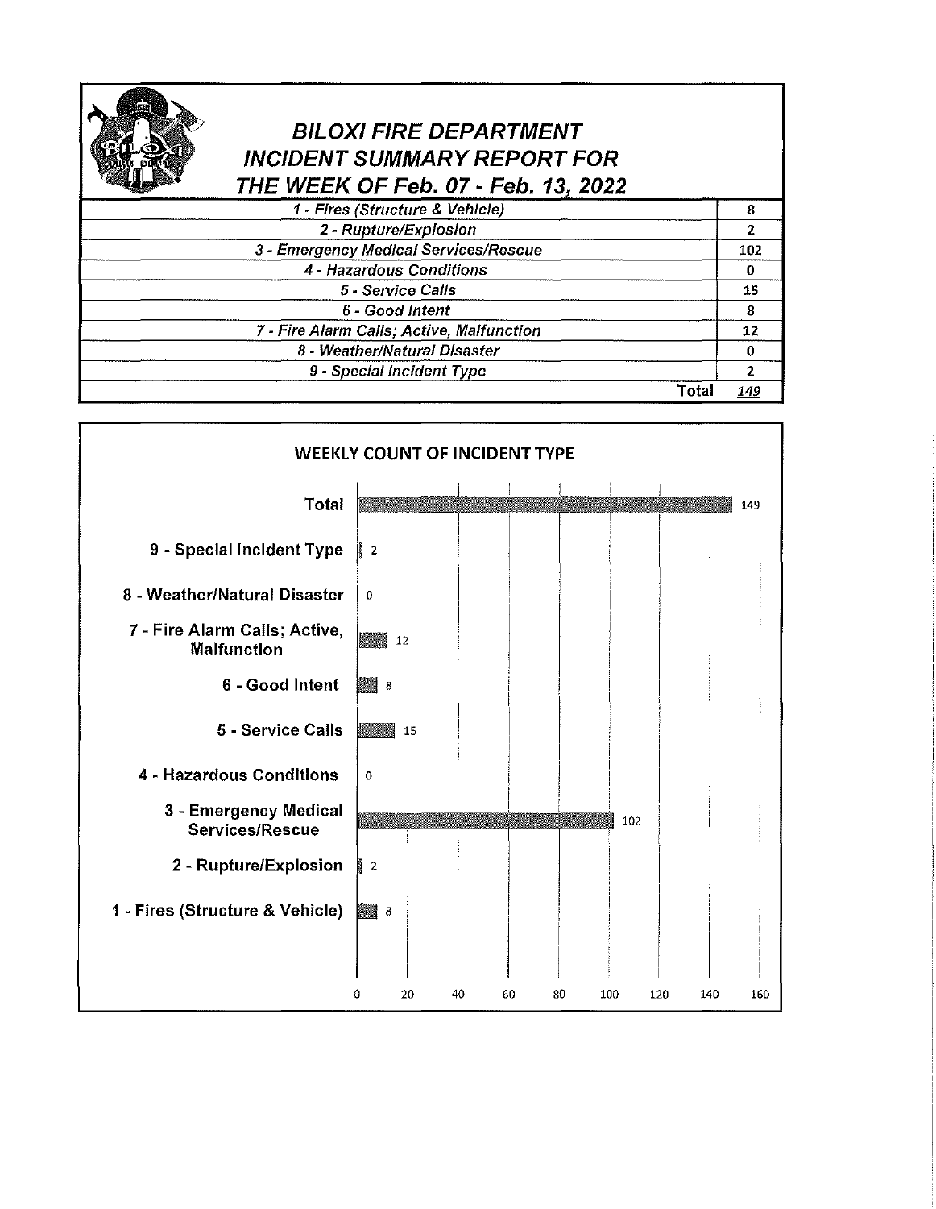# BILOXI FIRE DEPARTMENT
## INCIDENT SUMMARY REPORT FOR
## THE WEEK OF Feb. 07 - Feb. 13, 2022

| Incident Type | Count |
|---|---|
| 1 - Fires (Structure & Vehicle) | 8 |
| 2 - Rupture/Explosion | 2 |
| 3 - Emergency Medical Services/Rescue | 102 |
| 4 - Hazardous Conditions | 0 |
| 5 - Service Calls | 15 |
| 6 - Good Intent | 8 |
| 7 - Fire Alarm Calls; Active, Malfunction | 12 |
| 8 - Weather/Natural Disaster | 0 |
| 9 - Special Incident Type | 2 |
| Total | 149 |

### WEEKLY COUNT OF INCIDENT TYPE

| Incident Type | Count |
|---|---|
| Total | 149 |
| 9 - Special Incident Type | 2 |
| 8 - Weather/Natural Disaster | 0 |
| 7 - Fire Alarm Calls; Active, Malfunction | 12 |
| 6 - Good Intent | 8 |
| 5 - Service Calls | 15 |
| 4 - Hazardous Conditions | 0 |
| 3 - Emergency Medical Services/Rescue | 102 |
| 2 - Rupture/Explosion | 2 |
| 1 - Fires (Structure & Vehicle) | 8 |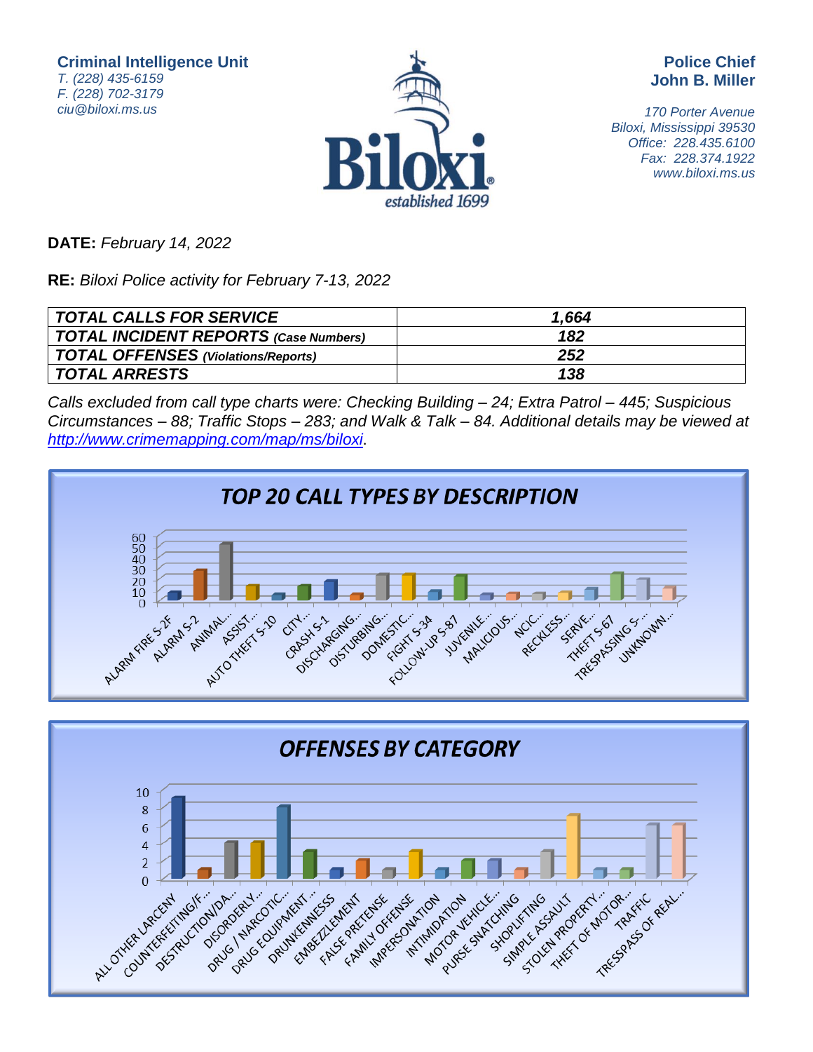**Criminal Intelligence Unit**
*T. (228) 435-6159*
*F. (228) 702-3179*
*ciu@biloxi.ms.us*

**Police Chief**
**John B. Miller**

*170 Porter Avenue*
*Biloxi, Mississippi 39530*
*Office: 228.435.6100*
*Fax: 228.374.1922*
*www.biloxi.ms.us*

**DATE:** *February 14, 2022*

**RE:** *Biloxi Police activity for February 7-13, 2022*

| | |
|---|---|
| ***TOTAL CALLS FOR SERVICE*** | ***1,664*** |
| ***TOTAL INCIDENT REPORTS (Case Numbers)*** | ***182*** |
| ***TOTAL OFFENSES (Violations/Reports)*** | ***252*** |
| ***TOTAL ARRESTS*** | ***138*** |

*Calls excluded from call type charts were: Checking Building – 24; Extra Patrol – 445; Suspicious Circumstances – 88; Traffic Stops – 283; and Walk & Talk – 84. Additional details may be viewed at [http://www.crimemapping.com/map/ms/biloxi](http://www.crimemapping.com/map/ms/biloxi).*

## TOP 20 CALL TYPES BY DESCRIPTION

Categories: ALARM FIRE S-2F, ALARM S-2, ANIMAL..., ASSIST..., AUTO THEFT S-10, CITY..., CRASH S-1, DISCHARGING..., DISTURBING..., DOMESTIC..., FIGHT S-34, FOLLOW-UP S-87, JUVENILE..., MALICIOUS..., NCIC..., RECKLESS..., SERVE..., THEFT S-67, TRESPASSING S-..., UNKNOWN...

## OFFENSES BY CATEGORY

Categories: ALL OTHER LARCENY, COUNTERFEITING/F..., DESTRUCTION/DA..., DISORDERLY..., DRUG / NARCOTIC..., DRUG EQUIPMENT..., DRUNKENNESS, EMBEZZLEMENT, FALSE PRETENSE, FAMILY OFFENSE, IMPERSONATION, INTIMIDATION, MOTOR VEHICLE..., PURSE SNATCHING, SHOPLIFTING, SIMPLE ASSAULT, STOLEN PROPERTY..., THEFT OF MOTOR..., TRAFFIC, TRESPASS OF REAL...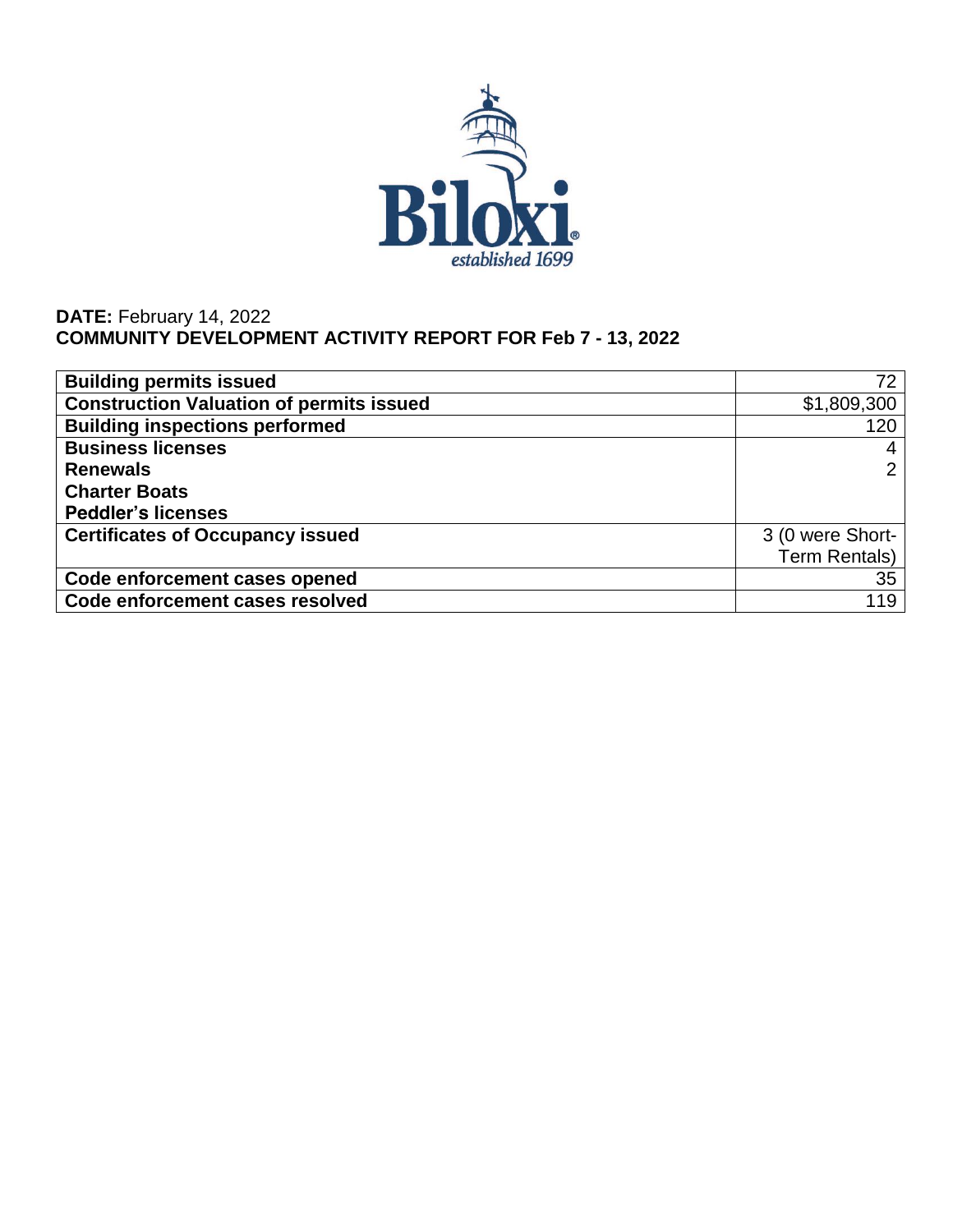Biloxi
established 1699

**DATE:** February 14, 2022
**COMMUNITY DEVELOPMENT ACTIVITY REPORT FOR Feb 7 - 13, 2022**

| | |
|---|---|
| **Building permits issued** | 72 |
| **Construction Valuation of permits issued** | $1,809,300 |
| **Building inspections performed** | 120 |
| **Business licenses** | 4 |
| **Renewals** | 2 |
| **Charter Boats** | |
| **Peddler's licenses** | |
| **Certificates of Occupancy issued** | 3 (0 were Short-Term Rentals) |
| **Code enforcement cases opened** | 35 |
| **Code enforcement cases resolved** | 119 |